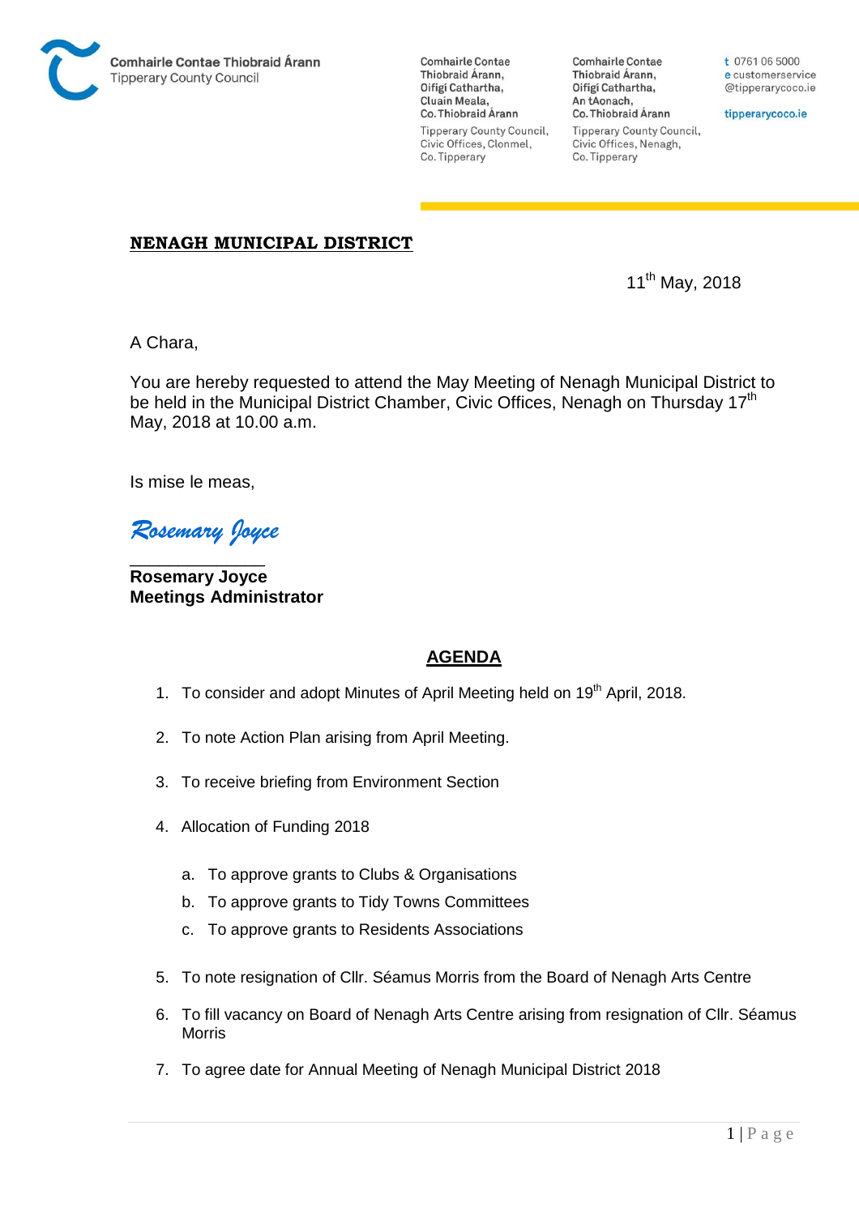Comhairle Contae Thiobraid Árann
Tipperary County Council

Comhairle Contae Thiobraid Árann,
Oifigí Cathartha,
Cluain Meala,
Co. Thiobraid Árann

Tipperary County Council,
Civic Offices, Clonmel,
Co. Tipperary

Comhairle Contae Thiobraid Árann,
Oifigí Cathartha,
An tAonach,
Co. Thiobraid Árann

Tipperary County Council,
Civic Offices, Nenagh,
Co. Tipperary

t 0761 06 5000
e customerservice@tipperarycoco.ie

tipperarycoco.ie

## NENAGH MUNICIPAL DISTRICT

11th May, 2018

A Chara,

You are hereby requested to attend the May Meeting of Nenagh Municipal District to be held in the Municipal District Chamber, Civic Offices, Nenagh on Thursday 17th May, 2018 at 10.00 a.m.

Is mise le meas,

*Rosemary Joyce*

**Rosemary Joyce**
**Meetings Administrator**

## AGENDA

1. To consider and adopt Minutes of April Meeting held on 19th April, 2018.
2. To note Action Plan arising from April Meeting.
3. To receive briefing from Environment Section
4. Allocation of Funding 2018
   a. To approve grants to Clubs & Organisations
   b. To approve grants to Tidy Towns Committees
   c. To approve grants to Residents Associations
5. To note resignation of Cllr. Séamus Morris from the Board of Nenagh Arts Centre
6. To fill vacancy on Board of Nenagh Arts Centre arising from resignation of Cllr. Séamus Morris
7. To agree date for Annual Meeting of Nenagh Municipal District 2018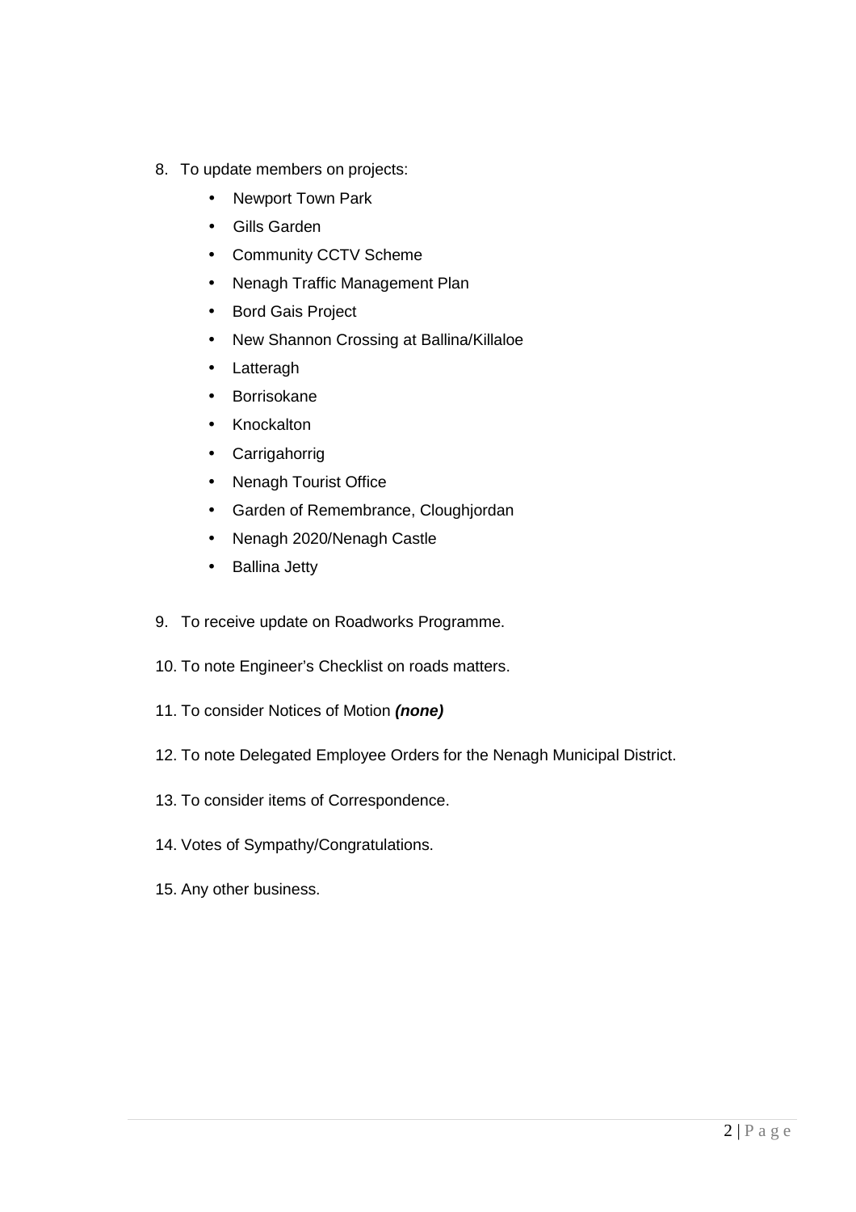8. To update members on projects:
    - Newport Town Park
    - Gills Garden
    - Community CCTV Scheme
    - Nenagh Traffic Management Plan
    - Bord Gais Project
    - New Shannon Crossing at Ballina/Killaloe
    - Latteragh
    - Borrisokane
    - Knockalton
    - Carrigahorrig
    - Nenagh Tourist Office
    - Garden of Remembrance, Cloughjordan
    - Nenagh 2020/Nenagh Castle
    - Ballina Jetty

9. To receive update on Roadworks Programme.

10. To note Engineer's Checklist on roads matters.

11. To consider Notices of Motion ***(none)***

12. To note Delegated Employee Orders for the Nenagh Municipal District.

13. To consider items of Correspondence.

14. Votes of Sympathy/Congratulations.

15. Any other business.